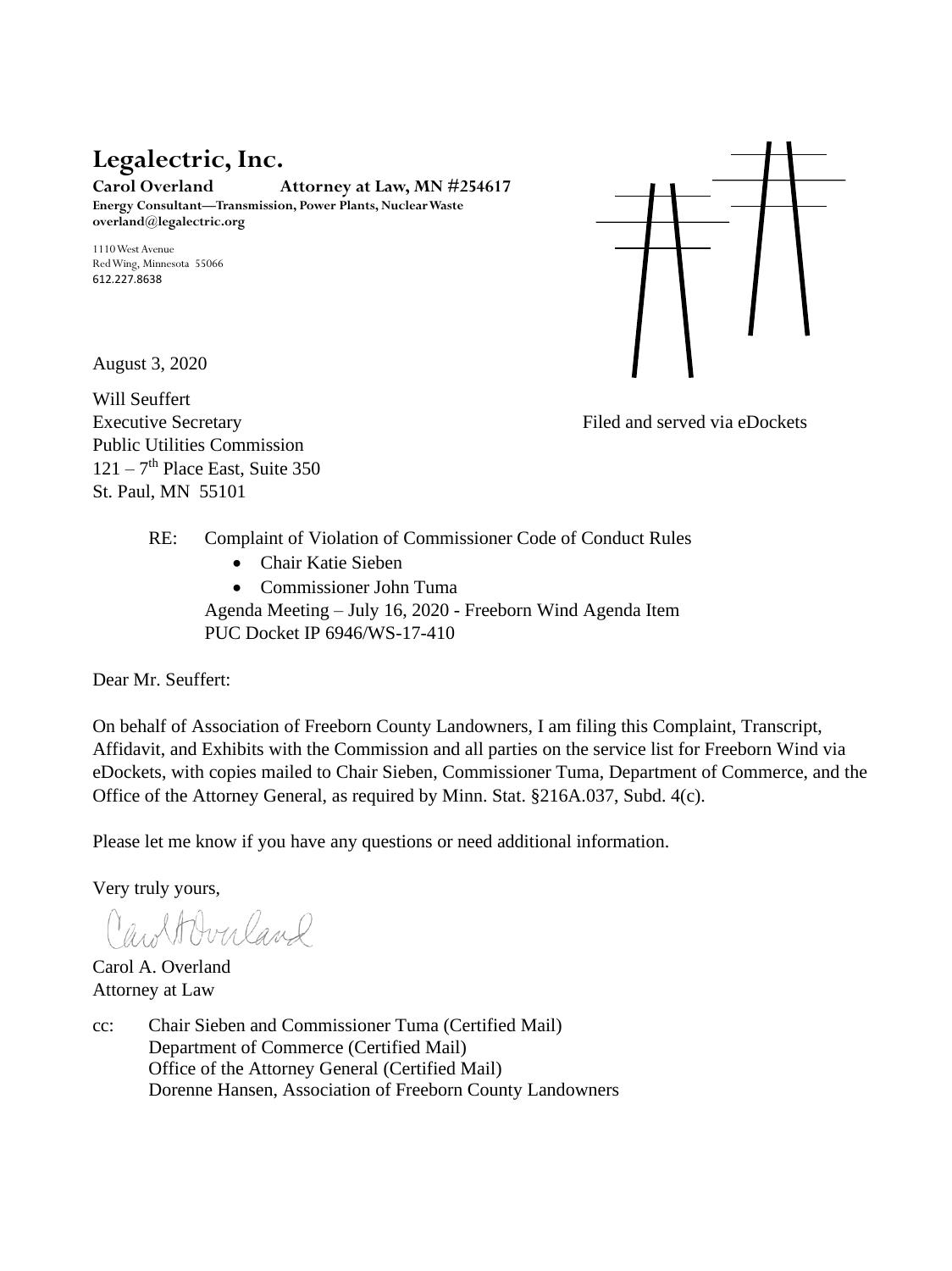# Legalectric, Inc.

**Carol Overland Attorney at Law, MN #254617**
**Energy Consultant—Transmission, Power Plants, Nuclear Waste**
**overland@legalectric.org**

1110 West Avenue
Red Wing, Minnesota 55066
612.227.8638

August 3, 2020

Will Seuffert
Executive Secretary
Public Utilities Commission
121 – 7th Place East, Suite 350
St. Paul, MN 55101

Filed and served via eDockets

RE: Complaint of Violation of Commissioner Code of Conduct Rules

- Chair Katie Sieben
- Commissioner John Tuma

Agenda Meeting – July 16, 2020 - Freeborn Wind Agenda Item
PUC Docket IP 6946/WS-17-410

Dear Mr. Seuffert:

On behalf of Association of Freeborn County Landowners, I am filing this Complaint, Transcript, Affidavit, and Exhibits with the Commission and all parties on the service list for Freeborn Wind via eDockets, with copies mailed to Chair Sieben, Commissioner Tuma, Department of Commerce, and the Office of the Attorney General, as required by Minn. Stat. §216A.037, Subd. 4(c).

Please let me know if you have any questions or need additional information.

Very truly yours,

Carol A. Overland
Attorney at Law

cc: Chair Sieben and Commissioner Tuma (Certified Mail)
Department of Commerce (Certified Mail)
Office of the Attorney General (Certified Mail)
Dorenne Hansen, Association of Freeborn County Landowners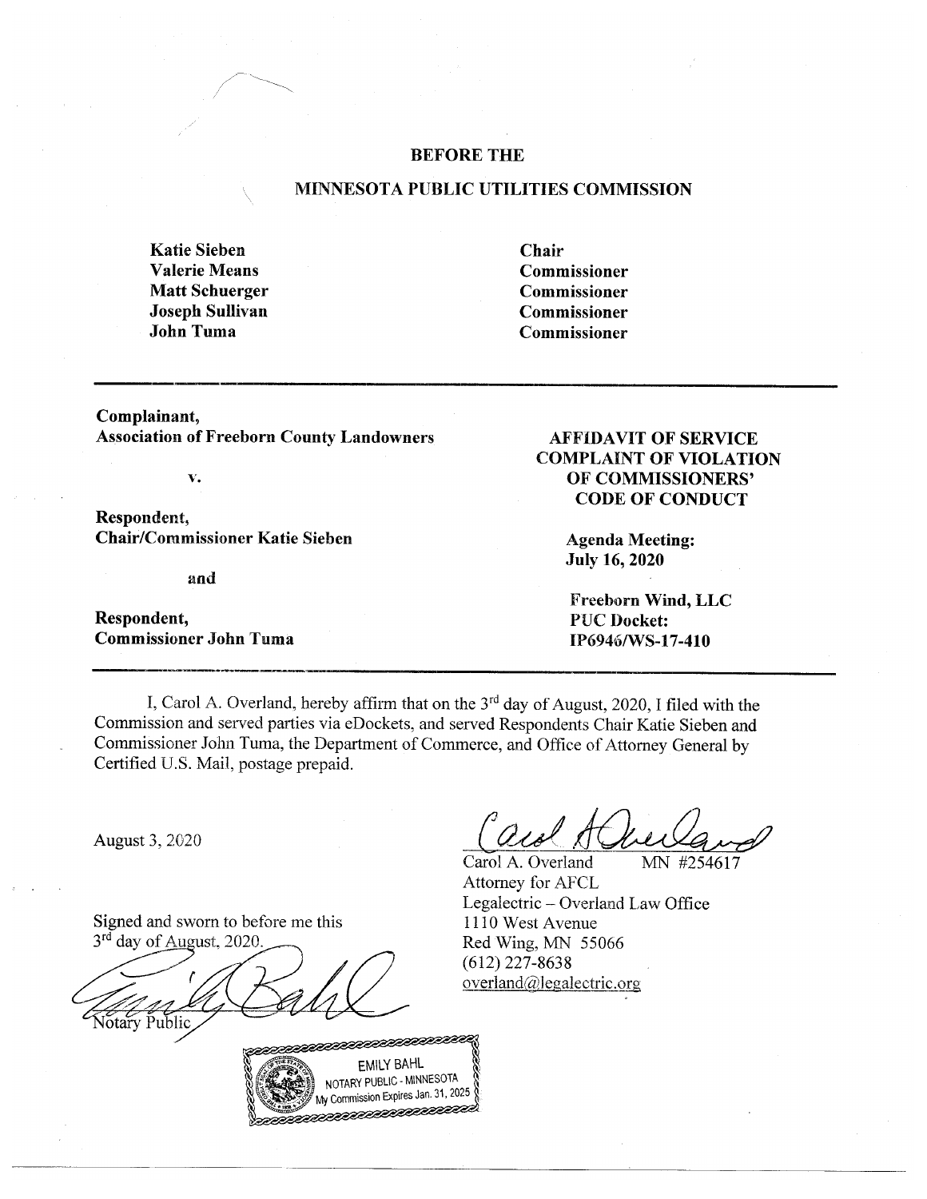**BEFORE THE**

**MINNESOTA PUBLIC UTILITIES COMMISSION**

| | |
|---|---|
| **Katie Sieben** | **Chair** |
| **Valerie Means** | **Commissioner** |
| **Matt Schuerger** | **Commissioner** |
| **Joseph Sullivan** | **Commissioner** |
| **John Tuma** | **Commissioner** |

---

**Complainant,**
**Association of Freeborn County Landowners**

**v.**

**Respondent,**
**Chair/Commissioner Katie Sieben**

**and**

**Respondent,**
**Commissioner John Tuma**

**AFFIDAVIT OF SERVICE COMPLAINT OF VIOLATION OF COMMISSIONERS' CODE OF CONDUCT**

**Agenda Meeting:**
**July 16, 2020**

**Freeborn Wind, LLC**
**PUC Docket:**
**IP6946/WS-17-410**

---

I, Carol A. Overland, hereby affirm that on the 3rd day of August, 2020, I filed with the Commission and served parties via eDockets, and served Respondents Chair Katie Sieben and Commissioner John Tuma, the Department of Commerce, and Office of Attorney General by Certified U.S. Mail, postage prepaid.

August 3, 2020

Carol A. Overland MN #254617
Attorney for AFCL
Legalectric – Overland Law Office
1110 West Avenue
Red Wing, MN 55066
(612) 227-8638
overland@legalectric.org

Signed and sworn to before me this 3rd day of August, 2020.

Notary Public

EMILY BAHL
NOTARY PUBLIC - MINNESOTA
My Commission Expires Jan. 31, 2025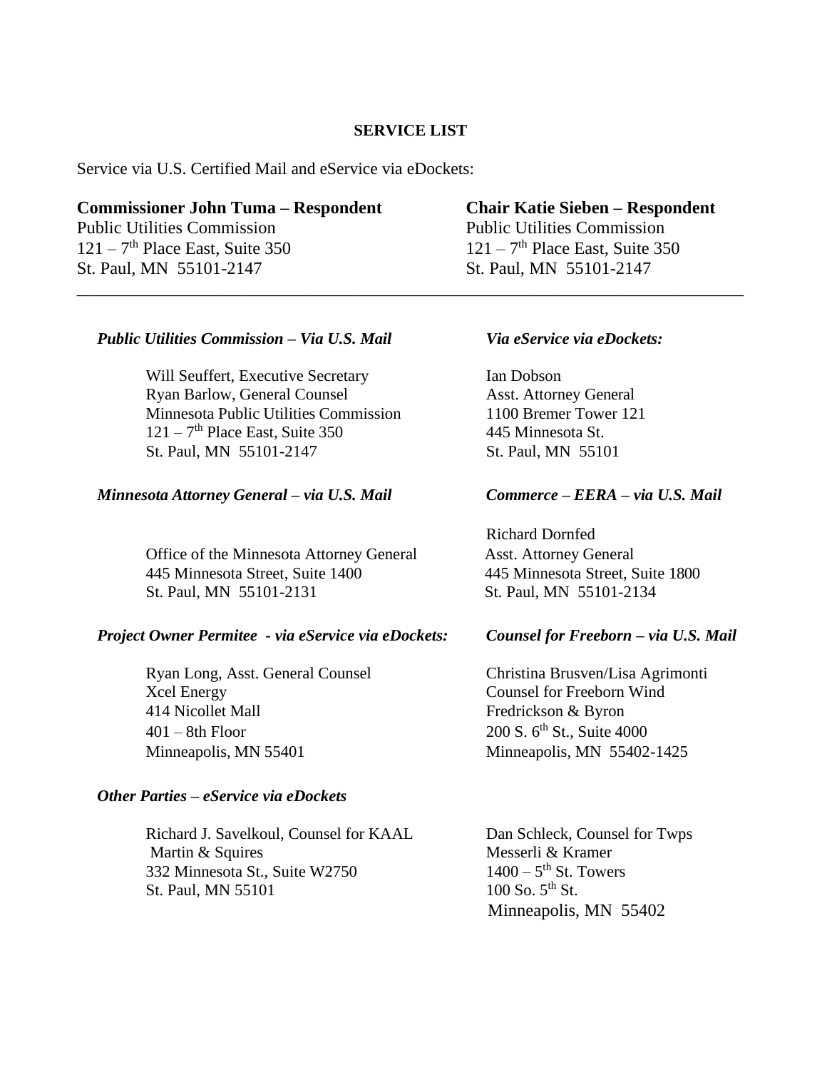# SERVICE LIST

Service via U.S. Certified Mail and eService via eDockets:

**Commissioner John Tuma – Respondent**
Public Utilities Commission
121 – 7th Place East, Suite 350
St. Paul, MN 55101-2147

**Chair Katie Sieben – Respondent**
Public Utilities Commission
121 – 7th Place East, Suite 350
St. Paul, MN 55101-2147

---

***Public Utilities Commission – Via U.S. Mail***

Will Seuffert, Executive Secretary
Ryan Barlow, General Counsel
Minnesota Public Utilities Commission
121 – 7th Place East, Suite 350
St. Paul, MN 55101-2147

***Via eService via eDockets:***

Ian Dobson
Asst. Attorney General
1100 Bremer Tower 121
445 Minnesota St.
St. Paul, MN 55101

***Minnesota Attorney General – via U.S. Mail***

Office of the Minnesota Attorney General
445 Minnesota Street, Suite 1400
St. Paul, MN 55101-2131

***Commerce – EERA – via U.S. Mail***

Richard Dornfed
Asst. Attorney General
445 Minnesota Street, Suite 1800
St. Paul, MN 55101-2134

***Project Owner Permitee - via eService via eDockets:***

Ryan Long, Asst. General Counsel
Xcel Energy
414 Nicollet Mall
401 – 8th Floor
Minneapolis, MN 55401

***Counsel for Freeborn – via U.S. Mail***

Christina Brusven/Lisa Agrimonti
Counsel for Freeborn Wind
Fredrickson & Byron
200 S. 6th St., Suite 4000
Minneapolis, MN 55402-1425

***Other Parties – eService via eDockets***

Richard J. Savelkoul, Counsel for KAAL
Martin & Squires
332 Minnesota St., Suite W2750
St. Paul, MN 55101

Dan Schleck, Counsel for Twps
Messerli & Kramer
1400 – 5th St. Towers
100 So. 5th St.
Minneapolis, MN 55402